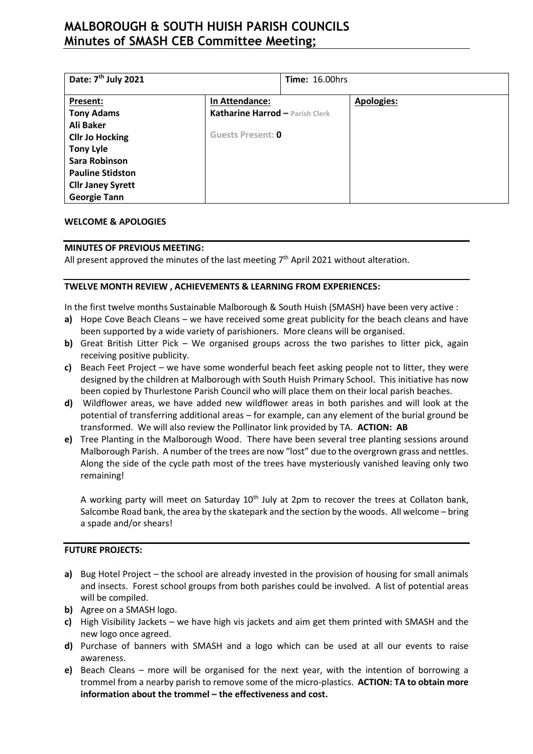# MALBOROUGH & SOUTH HUISH PARISH COUNCILS
# Minutes of SMASH CEB Committee Meeting;

| **Date: 7th July 2021** | | **Time:** 16.00hrs | |
|---|---|---|---|
| **Present:**<br>**Tony Adams**<br>**Ali Baker**<br>**Cllr Jo Hocking**<br>**Tony Lyle**<br>**Sara Robinson**<br>**Pauline Stidston**<br>**Cllr Janey Syrett**<br>**Georgie Tann** | **In Attendance:**<br>**Katharine Harrod –** Parish Clerk<br><br>Guests Present: **0** | | **Apologies:** |

**WELCOME & APOLOGIES**

**MINUTES OF PREVIOUS MEETING:**

All present approved the minutes of the last meeting 7th April 2021 without alteration.

**TWELVE MONTH REVIEW , ACHIEVEMENTS & LEARNING FROM EXPERIENCES:**

In the first twelve months Sustainable Malborough & South Huish (SMASH) have been very active :

**a)** Hope Cove Beach Cleans – we have received some great publicity for the beach cleans and have been supported by a wide variety of parishioners. More cleans will be organised.

**b)** Great British Litter Pick – We organised groups across the two parishes to litter pick, again receiving positive publicity.

**c)** Beach Feet Project – we have some wonderful beach feet asking people not to litter, they were designed by the children at Malborough with South Huish Primary School. This initiative has now been copied by Thurlestone Parish Council who will place them on their local parish beaches.

**d)** Wildflower areas, we have added new wildflower areas in both parishes and will look at the potential of transferring additional areas – for example, can any element of the burial ground be transformed. We will also review the Pollinator link provided by TA. **ACTION: AB**

**e)** Tree Planting in the Malborough Wood. There have been several tree planting sessions around Malborough Parish. A number of the trees are now "lost" due to the overgrown grass and nettles. Along the side of the cycle path most of the trees have mysteriously vanished leaving only two remaining!

A working party will meet on Saturday 10th July at 2pm to recover the trees at Collaton bank, Salcombe Road bank, the area by the skatepark and the section by the woods. All welcome – bring a spade and/or shears!

**FUTURE PROJECTS:**

**a)** Bug Hotel Project – the school are already invested in the provision of housing for small animals and insects. Forest school groups from both parishes could be involved. A list of potential areas will be compiled.

**b)** Agree on a SMASH logo.

**c)** High Visibility Jackets – we have high vis jackets and aim get them printed with SMASH and the new logo once agreed.

**d)** Purchase of banners with SMASH and a logo which can be used at all our events to raise awareness.

**e)** Beach Cleans – more will be organised for the next year, with the intention of borrowing a trommel from a nearby parish to remove some of the micro-plastics. **ACTION: TA to obtain more information about the trommel – the effectiveness and cost.**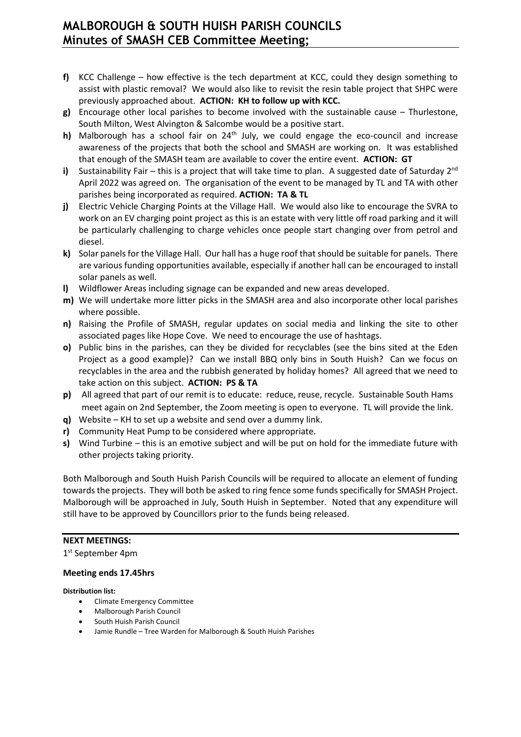# MALBOROUGH & SOUTH HUISH PARISH COUNCILS
# Minutes of SMASH CEB Committee Meeting;

- **f)** KCC Challenge – how effective is the tech department at KCC, could they design something to assist with plastic removal? We would also like to revisit the resin table project that SHPC were previously approached about. **ACTION: KH to follow up with KCC.**
- **g)** Encourage other local parishes to become involved with the sustainable cause – Thurlestone, South Milton, West Alvington & Salcombe would be a positive start.
- **h)** Malborough has a school fair on 24th July, we could engage the eco-council and increase awareness of the projects that both the school and SMASH are working on. It was established that enough of the SMASH team are available to cover the entire event. **ACTION: GT**
- **i)** Sustainability Fair – this is a project that will take time to plan. A suggested date of Saturday 2nd April 2022 was agreed on. The organisation of the event to be managed by TL and TA with other parishes being incorporated as required. **ACTION: TA & TL**
- **j)** Electric Vehicle Charging Points at the Village Hall. We would also like to encourage the SVRA to work on an EV charging point project as this is an estate with very little off road parking and it will be particularly challenging to charge vehicles once people start changing over from petrol and diesel.
- **k)** Solar panels for the Village Hall. Our hall has a huge roof that should be suitable for panels. There are various funding opportunities available, especially if another hall can be encouraged to install solar panels as well.
- **l)** Wildflower Areas including signage can be expanded and new areas developed.
- **m)** We will undertake more litter picks in the SMASH area and also incorporate other local parishes where possible.
- **n)** Raising the Profile of SMASH, regular updates on social media and linking the site to other associated pages like Hope Cove. We need to encourage the use of hashtags.
- **o)** Public bins in the parishes, can they be divided for recyclables (see the bins sited at the Eden Project as a good example)? Can we install BBQ only bins in South Huish? Can we focus on recyclables in the area and the rubbish generated by holiday homes? All agreed that we need to take action on this subject. **ACTION: PS & TA**
- **p)** All agreed that part of our remit is to educate: reduce, reuse, recycle. Sustainable South Hams meet again on 2nd September, the Zoom meeting is open to everyone. TL will provide the link.
- **q)** Website – KH to set up a website and send over a dummy link.
- **r)** Community Heat Pump to be considered where appropriate.
- **s)** Wind Turbine – this is an emotive subject and will be put on hold for the immediate future with other projects taking priority.

Both Malborough and South Huish Parish Councils will be required to allocate an element of funding towards the projects. They will both be asked to ring fence some funds specifically for SMASH Project. Malborough will be approached in July, South Huish in September. Noted that any expenditure will still have to be approved by Councillors prior to the funds being released.

**NEXT MEETINGS:**

1st September 4pm

**Meeting ends 17.45hrs**

**Distribution list:**

- Climate Emergency Committee
- Malborough Parish Council
- South Huish Parish Council
- Jamie Rundle – Tree Warden for Malborough & South Huish Parishes